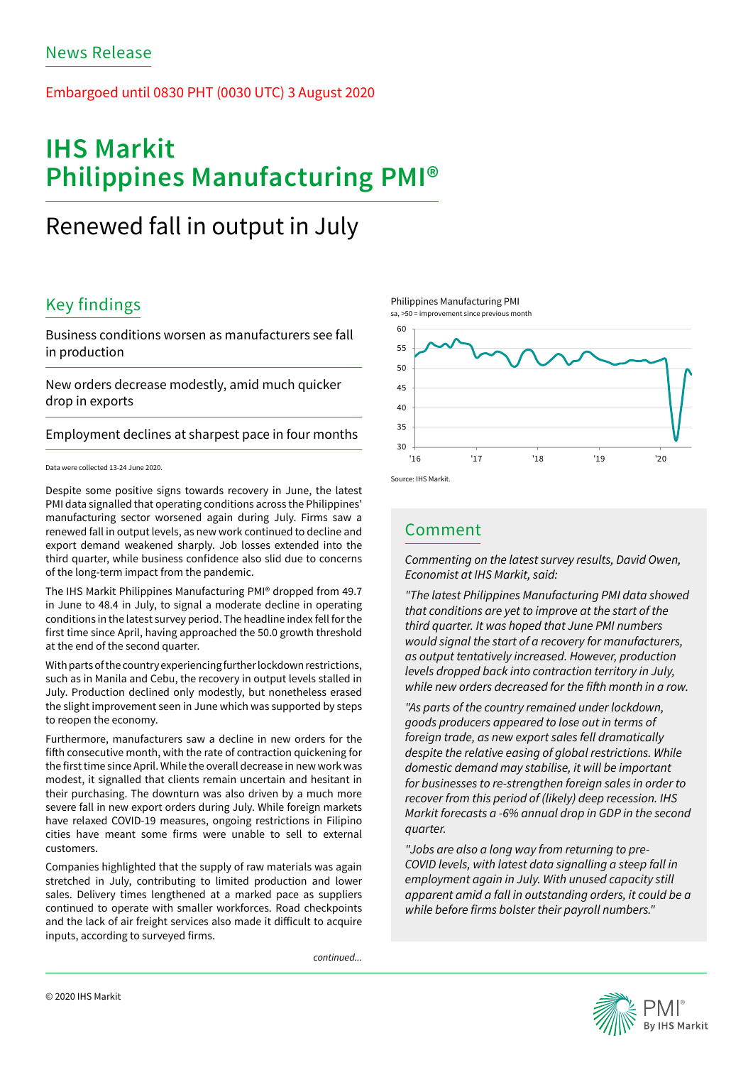News Release

Embargoed until 0830 PHT (0030 UTC) 3 August 2020

# IHS Markit Philippines Manufacturing PMI®

## Renewed fall in output in July

### Key findings

Business conditions worsen as manufacturers see fall in production

New orders decrease modestly, amid much quicker drop in exports

Employment declines at sharpest pace in four months

Data were collected 13-24 June 2020.

Despite some positive signs towards recovery in June, the latest PMI data signalled that operating conditions across the Philippines' manufacturing sector worsened again during July. Firms saw a renewed fall in output levels, as new work continued to decline and export demand weakened sharply. Job losses extended into the third quarter, while business confidence also slid due to concerns of the long-term impact from the pandemic.

The IHS Markit Philippines Manufacturing PMI® dropped from 49.7 in June to 48.4 in July, to signal a moderate decline in operating conditions in the latest survey period. The headline index fell for the first time since April, having approached the 50.0 growth threshold at the end of the second quarter.

With parts of the country experiencing further lockdown restrictions, such as in Manila and Cebu, the recovery in output levels stalled in July. Production declined only modestly, but nonetheless erased the slight improvement seen in June which was supported by steps to reopen the economy.

Furthermore, manufacturers saw a decline in new orders for the fifth consecutive month, with the rate of contraction quickening for the first time since April. While the overall decrease in new work was modest, it signalled that clients remain uncertain and hesitant in their purchasing. The downturn was also driven by a much more severe fall in new export orders during July. While foreign markets have relaxed COVID-19 measures, ongoing restrictions in Filipino cities have meant some firms were unable to sell to external customers.

Companies highlighted that the supply of raw materials was again stretched in July, contributing to limited production and lower sales. Delivery times lengthened at a marked pace as suppliers continued to operate with smaller workforces. Road checkpoints and the lack of air freight services also made it difficult to acquire inputs, according to surveyed firms.

*continued...*

Philippines Manufacturing PMI

sa, >50 = improvement since previous month

Source: IHS Markit.

### Comment

*Commenting on the latest survey results, David Owen, Economist at IHS Markit, said:*

*"The latest Philippines Manufacturing PMI data showed that conditions are yet to improve at the start of the third quarter. It was hoped that June PMI numbers would signal the start of a recovery for manufacturers, as output tentatively increased. However, production levels dropped back into contraction territory in July, while new orders decreased for the fifth month in a row.*

*"As parts of the country remained under lockdown, goods producers appeared to lose out in terms of foreign trade, as new export sales fell dramatically despite the relative easing of global restrictions. While domestic demand may stabilise, it will be important for businesses to re-strengthen foreign sales in order to recover from this period of (likely) deep recession. IHS Markit forecasts a -6% annual drop in GDP in the second quarter.*

*"Jobs are also a long way from returning to pre-COVID levels, with latest data signalling a steep fall in employment again in July. With unused capacity still apparent amid a fall in outstanding orders, it could be a while before firms bolster their payroll numbers."*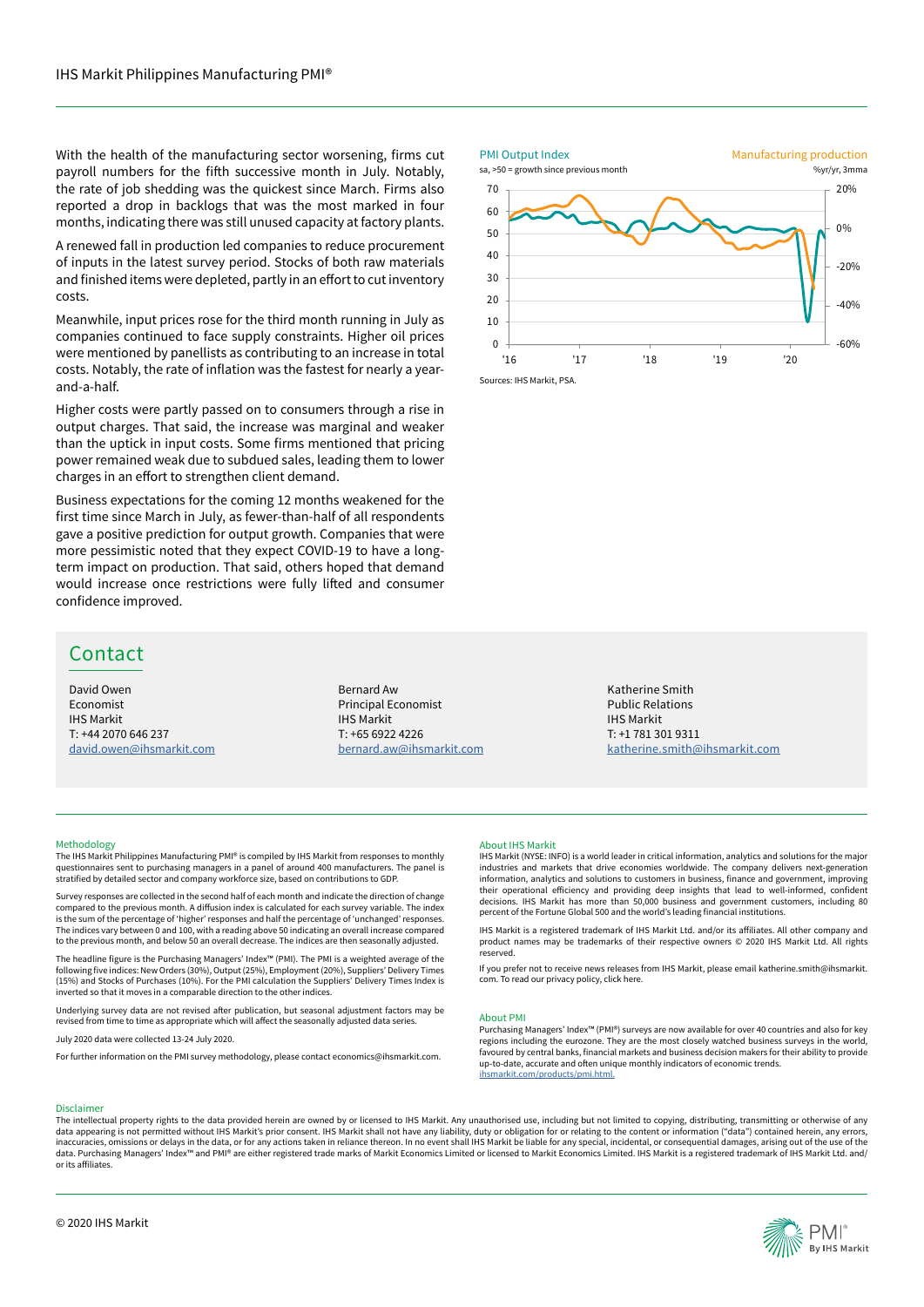With the health of the manufacturing sector worsening, firms cut payroll numbers for the fifth successive month in July. Notably, the rate of job shedding was the quickest since March. Firms also reported a drop in backlogs that was the most marked in four months, indicating there was still unused capacity at factory plants.

A renewed fall in production led companies to reduce procurement of inputs in the latest survey period. Stocks of both raw materials and finished items were depleted, partly in an effort to cut inventory costs.

Meanwhile, input prices rose for the third month running in July as companies continued to face supply constraints. Higher oil prices were mentioned by panellists as contributing to an increase in total costs. Notably, the rate of inflation was the fastest for nearly a year-and-a-half.

Higher costs were partly passed on to consumers through a rise in output charges. That said, the increase was marginal and weaker than the uptick in input costs. Some firms mentioned that pricing power remained weak due to subdued sales, leading them to lower charges in an effort to strengthen client demand.

Business expectations for the coming 12 months weakened for the first time since March in July, as fewer-than-half of all respondents gave a positive prediction for output growth. Companies that were more pessimistic noted that they expect COVID-19 to have a long-term impact on production. That said, others hoped that demand would increase once restrictions were fully lifted and consumer confidence improved.

PMI Output Index
sa, >50 = growth since previous month

Manufacturing production
%yr/yr, 3mma

70
60
50
40
30
20
10
0

20%
0%
-20%
-40%
-60%

'16 '17 '18 '19 '20

Sources: IHS Markit, PSA.

## Contact

David Owen
Economist
IHS Markit
T: +44 2070 646 237
david.owen@ihsmarkit.com

Bernard Aw
Principal Economist
IHS Markit
T: +65 6922 4226
bernard.aw@ihsmarkit.com

Katherine Smith
Public Relations
IHS Markit
T: +1 781 301 9311
katherine.smith@ihsmarkit.com

### Methodology

The IHS Markit Philippines Manufacturing PMI® is compiled by IHS Markit from responses to monthly questionnaires sent to purchasing managers in a panel of around 400 manufacturers. The panel is stratified by detailed sector and company workforce size, based on contributions to GDP.

Survey responses are collected in the second half of each month and indicate the direction of change compared to the previous month. A diffusion index is calculated for each survey variable. The index is the sum of the percentage of 'higher' responses and half the percentage of 'unchanged' responses. The indices vary between 0 and 100, with a reading above 50 indicating an overall increase compared to the previous month, and below 50 an overall decrease. The indices are then seasonally adjusted.

The headline figure is the Purchasing Managers' Index™ (PMI). The PMI is a weighted average of the following five indices: New Orders (30%), Output (25%), Employment (20%), Suppliers' Delivery Times (15%) and Stocks of Purchases (10%). For the PMI calculation the Suppliers' Delivery Times Index is inverted so that it moves in a comparable direction to the other indices.

Underlying survey data are not revised after publication, but seasonal adjustment factors may be revised from time to time as appropriate which will affect the seasonally adjusted data series.

July 2020 data were collected 13-24 July 2020.

For further information on the PMI survey methodology, please contact economics@ihsmarkit.com.

### About IHS Markit

IHS Markit (NYSE: INFO) is a world leader in critical information, analytics and solutions for the major industries and markets that drive economies worldwide. The company delivers next-generation information, analytics and solutions to customers in business, finance and government, improving their operational efficiency and providing deep insights that lead to well-informed, confident decisions. IHS Markit has more than 50,000 business and government customers, including 80 percent of the Fortune Global 500 and the world's leading financial institutions.

IHS Markit is a registered trademark of IHS Markit Ltd. and/or its affiliates. All other company and product names may be trademarks of their respective owners © 2020 IHS Markit Ltd. All rights reserved.

If you prefer not to receive news releases from IHS Markit, please email katherine.smith@ihsmarkit.com. To read our privacy policy, click here.

### About PMI

Purchasing Managers' Index™ (PMI®) surveys are now available for over 40 countries and also for key regions including the eurozone. They are the most closely watched business surveys in the world, favoured by central banks, financial markets and business decision makers for their ability to provide up-to-date, accurate and often unique monthly indicators of economic trends. ihsmarkit.com/products/pmi.html.

### Disclaimer

The intellectual property rights to the data provided herein are owned by or licensed to IHS Markit. Any unauthorised use, including but not limited to copying, distributing, transmitting or otherwise of any data appearing is not permitted without IHS Markit's prior consent. IHS Markit shall not have any liability, duty or obligation for or relating to the content or information ("data") contained herein, any errors, inaccuracies, omissions or delays in the data, or for any actions taken in reliance thereon. In no event shall IHS Markit be liable for any special, incidental, or consequential damages, arising out of the use of the data. Purchasing Managers' Index™ and PMI® are either registered trade marks of Markit Economics Limited or licensed to Markit Economics Limited. IHS Markit is a registered trademark of IHS Markit Ltd. and/or its affiliates.

© 2020 IHS Markit